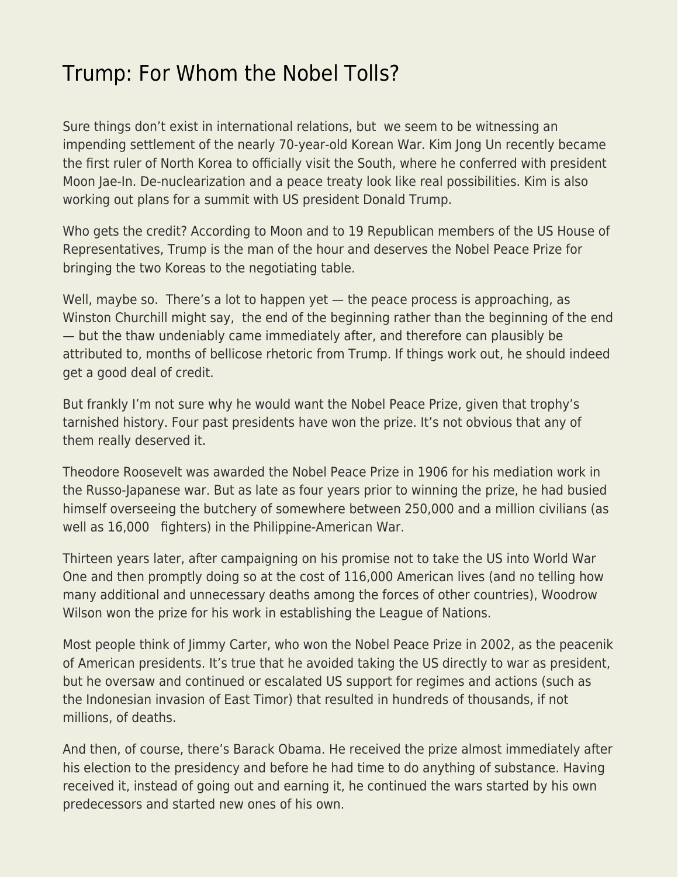# Trump: For Whom the Nobel Tolls?

Sure things don't exist in international relations, but we seem to be witnessing an impending settlement of the nearly 70-year-old Korean War. Kim Jong Un recently became the first ruler of North Korea to officially visit the South, where he conferred with president Moon Jae-In. De-nuclearization and a peace treaty look like real possibilities. Kim is also working out plans for a summit with US president Donald Trump.

Who gets the credit? According to Moon and to 19 Republican members of the US House of Representatives, Trump is the man of the hour and deserves the Nobel Peace Prize for bringing the two Koreas to the negotiating table.

Well, maybe so. There's a lot to happen yet — the peace process is approaching, as Winston Churchill might say, the end of the beginning rather than the beginning of the end — but the thaw undeniably came immediately after, and therefore can plausibly be attributed to, months of bellicose rhetoric from Trump. If things work out, he should indeed get a good deal of credit.

But frankly I'm not sure why he would want the Nobel Peace Prize, given that trophy's tarnished history. Four past presidents have won the prize. It's not obvious that any of them really deserved it.

Theodore Roosevelt was awarded the Nobel Peace Prize in 1906 for his mediation work in the Russo-Japanese war. But as late as four years prior to winning the prize, he had busied himself overseeing the butchery of somewhere between 250,000 and a million civilians (as well as 16,000 fighters) in the Philippine-American War.

Thirteen years later, after campaigning on his promise not to take the US into World War One and then promptly doing so at the cost of 116,000 American lives (and no telling how many additional and unnecessary deaths among the forces of other countries), Woodrow Wilson won the prize for his work in establishing the League of Nations.

Most people think of Jimmy Carter, who won the Nobel Peace Prize in 2002, as the peacenik of American presidents. It's true that he avoided taking the US directly to war as president, but he oversaw and continued or escalated US support for regimes and actions (such as the Indonesian invasion of East Timor) that resulted in hundreds of thousands, if not millions, of deaths.

And then, of course, there's Barack Obama. He received the prize almost immediately after his election to the presidency and before he had time to do anything of substance. Having received it, instead of going out and earning it, he continued the wars started by his own predecessors and started new ones of his own.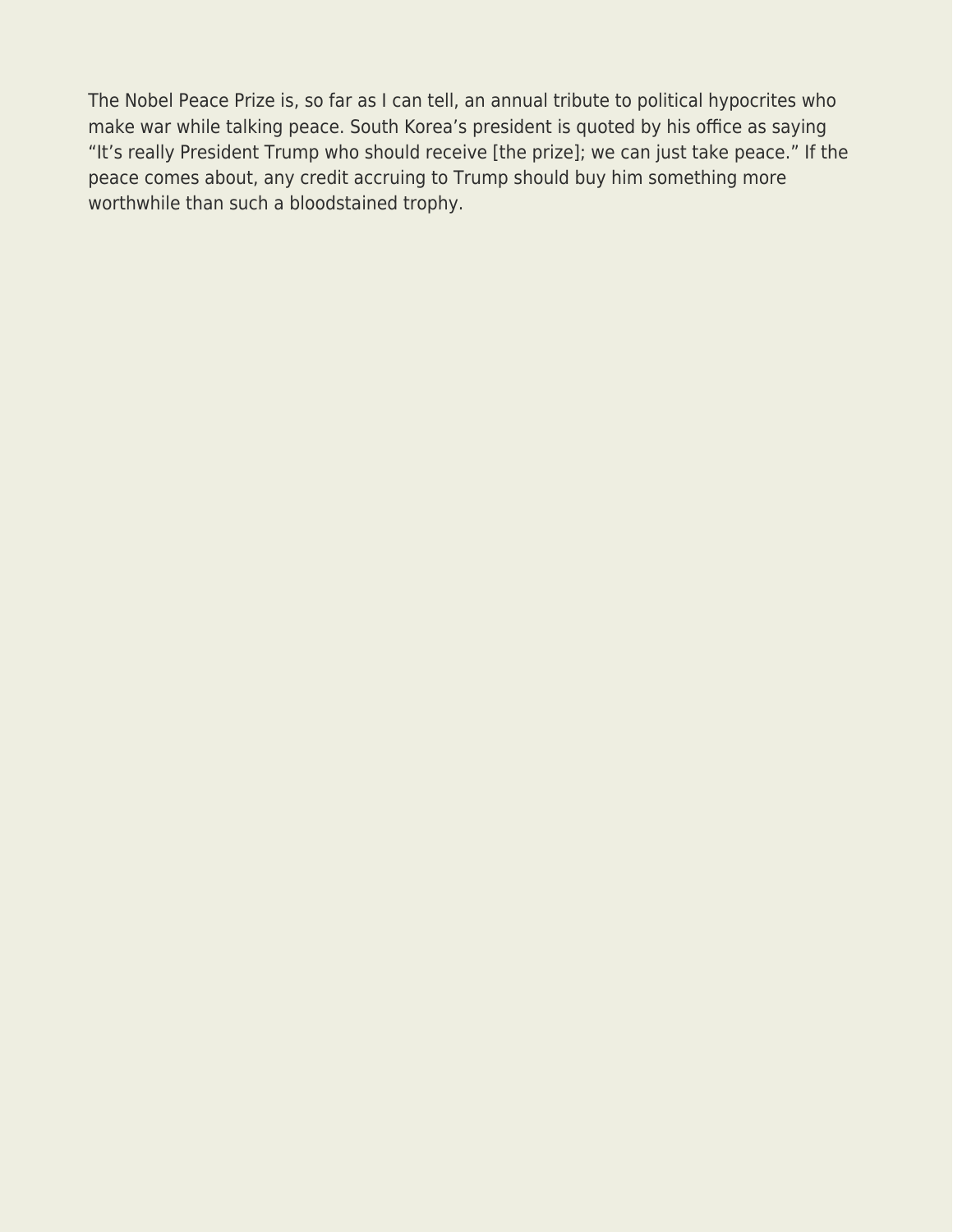The Nobel Peace Prize is, so far as I can tell, an annual tribute to political hypocrites who make war while talking peace. South Korea's president is quoted by his office as saying "It's really President Trump who should receive [the prize]; we can just take peace." If the peace comes about, any credit accruing to Trump should buy him something more worthwhile than such a bloodstained trophy.